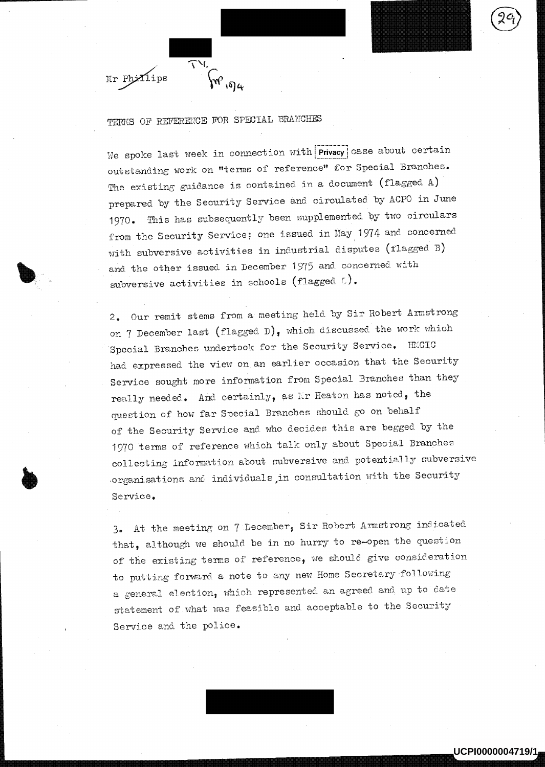Mr Phillips

TERMS OF REFERENCE FOR SPECIAL BRANCHES

We spoke last week in connection with Privacy case about certain outstanding work on "terms of reference" for Special Branches. The existing guidance is contained in a document (flagged A) prepared by the Security Service and circulated by ACPO in June 1970. This has subsequently been supplemented by two circulars from the Security Service; one issued in May 1974 and concerned with subversive activities in industrial disputes (flagged B) and the other issued in December 1975 and concerned with subversive activities in schools (flagged C).

2. Our remit stems from a meeting held by Sir Robert Armstrong on 7 December last (flagged D), which discussed the work which Special Branches undertook for the Security Service. HMCIC had expressed the view on an earlier occasion that the Security Service sought more information from Special Branches than they really needed. And certainly, as Mr Heaton has noted, the question of how far Special Branches should go on behalf of the Security Service and who decides this are begged by the 1970 terms of reference which talk only about Special Branches collecting information about subversive and potentially subversive organisations and individuals, in consultation with the Security Service.

3. At the meeting on 7 December, Sir Robert Armstrong indicated that, although we should be in no hurry to re-open the question of the existing terms of reference, we should give consideration to putting forward a note to any new Home Secretary following a general election, which represented an agreed and up to date statement of what was feasible and acceptable to the Security Service and the police.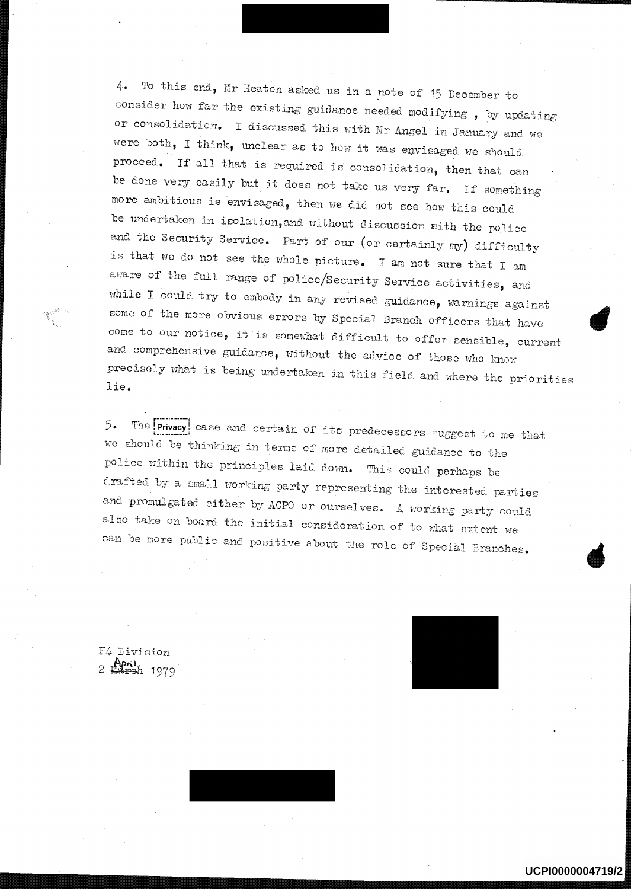4. To this end, Mr Heaton asked us in a note of 15 December to consider how far the existing guidance needed modifying , by updating or consolidation. I discussed this with Mr Angel in January and we were both, I think, unclear as to how it was envisaged we should proceed. If all that is required is consolidation, then that can be done very easily but it does not take us very far. If something more ambitious is envisaged, then we did not see how this could be undertaken in isolation,and without discussion with the police and the Security Service. Part of our (or certainly my) difficulty is that we do not see the whole picture. I am not sure that I am aware of the full range of police/Security Service activities, and while I could try to embody in any revised guidance, warnings against some of the more obvious errors by Special Branch officers that have come to our notice, it is somewhat difficult to offer sensible, current and comprehensive guidance, without the advice of those who know precisely what is being undertaken in this field and where the priorities lie.

5. The Privacy case and certain of its predecessors suggest to me that we should be thinking in terms of more detailed guidance to the police within the principles laid down. This could perhaps be drafted by a small working party representing the interested parties and promulgated either by ACPO or ourselves. A working party could also take on board the initial consideration of to what extent we can be more public and positive about the role of Special Branches.

F4 Division
2 April 1979